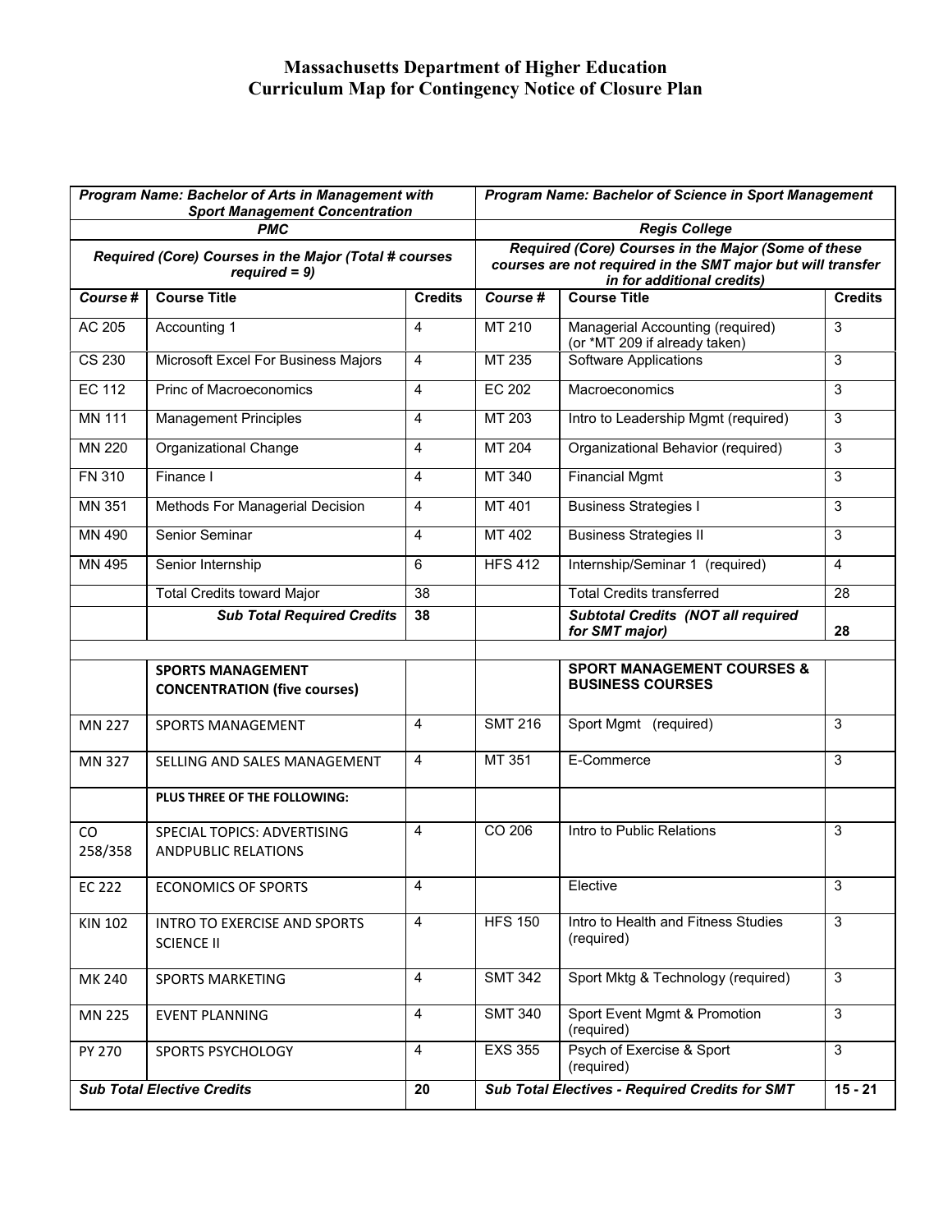# Massachusetts Department of Higher Education
# Curriculum Map for Contingency Notice of Closure Plan

| ***Program Name: Bachelor of Arts in Management with Sport Management Concentration*** | | | ***Program Name: Bachelor of Science in Sport Management*** | | |
|---|---|---|---|---|---|
| ***PMC*** | | | ***Regis College*** | | |
| ***Required (Core) Courses in the Major (Total # courses required = 9)*** | | | ***Required (Core) Courses in the Major (Some of these courses are not required in the SMT major but will transfer in for additional credits)*** | | |
| ***Course #*** | **Course Title** | **Credits** | ***Course #*** | **Course Title** | **Credits** |
| AC 205 | Accounting 1 | 4 | MT 210 | Managerial Accounting (required) (or *MT 209 if already taken) | 3 |
| CS 230 | Microsoft Excel For Business Majors | 4 | MT 235 | Software Applications | 3 |
| EC 112 | Princ of Macroeconomics | 4 | EC 202 | Macroeconomics | 3 |
| MN 111 | Management Principles | 4 | MT 203 | Intro to Leadership Mgmt (required) | 3 |
| MN 220 | Organizational Change | 4 | MT 204 | Organizational Behavior (required) | 3 |
| FN 310 | Finance I | 4 | MT 340 | Financial Mgmt | 3 |
| MN 351 | Methods For Managerial Decision | 4 | MT 401 | Business Strategies I | 3 |
| MN 490 | Senior Seminar | 4 | MT 402 | Business Strategies II | 3 |
| MN 495 | Senior Internship | 6 | HFS 412 | Internship/Seminar 1 (required) | 4 |
| | Total Credits toward Major | 38 | | Total Credits transferred | 28 |
| | ***Sub Total Required Credits*** | **38** | | ***Subtotal Credits (NOT all required for SMT major)*** | **28** |
| | | | | | |
| | **SPORTS MANAGEMENT CONCENTRATION (five courses)** | | | **SPORT MANAGEMENT COURSES & BUSINESS COURSES** | |
| MN 227 | SPORTS MANAGEMENT | 4 | SMT 216 | Sport Mgmt (required) | 3 |
| MN 327 | SELLING AND SALES MANAGEMENT | 4 | MT 351 | E-Commerce | 3 |
| | **PLUS THREE OF THE FOLLOWING:** | | | | |
| CO 258/358 | SPECIAL TOPICS: ADVERTISING ANDPUBLIC RELATIONS | 4 | CO 206 | Intro to Public Relations | 3 |
| EC 222 | ECONOMICS OF SPORTS | 4 | | Elective | 3 |
| KIN 102 | INTRO TO EXERCISE AND SPORTS SCIENCE II | 4 | HFS 150 | Intro to Health and Fitness Studies (required) | 3 |
| MK 240 | SPORTS MARKETING | 4 | SMT 342 | Sport Mktg & Technology (required) | 3 |
| MN 225 | EVENT PLANNING | 4 | SMT 340 | Sport Event Mgmt & Promotion (required) | 3 |
| PY 270 | SPORTS PSYCHOLOGY | 4 | EXS 355 | Psych of Exercise & Sport (required) | 3 |
| ***Sub Total Elective Credits*** | | **20** | ***Sub Total Electives - Required Credits for SMT*** | | **15 - 21** |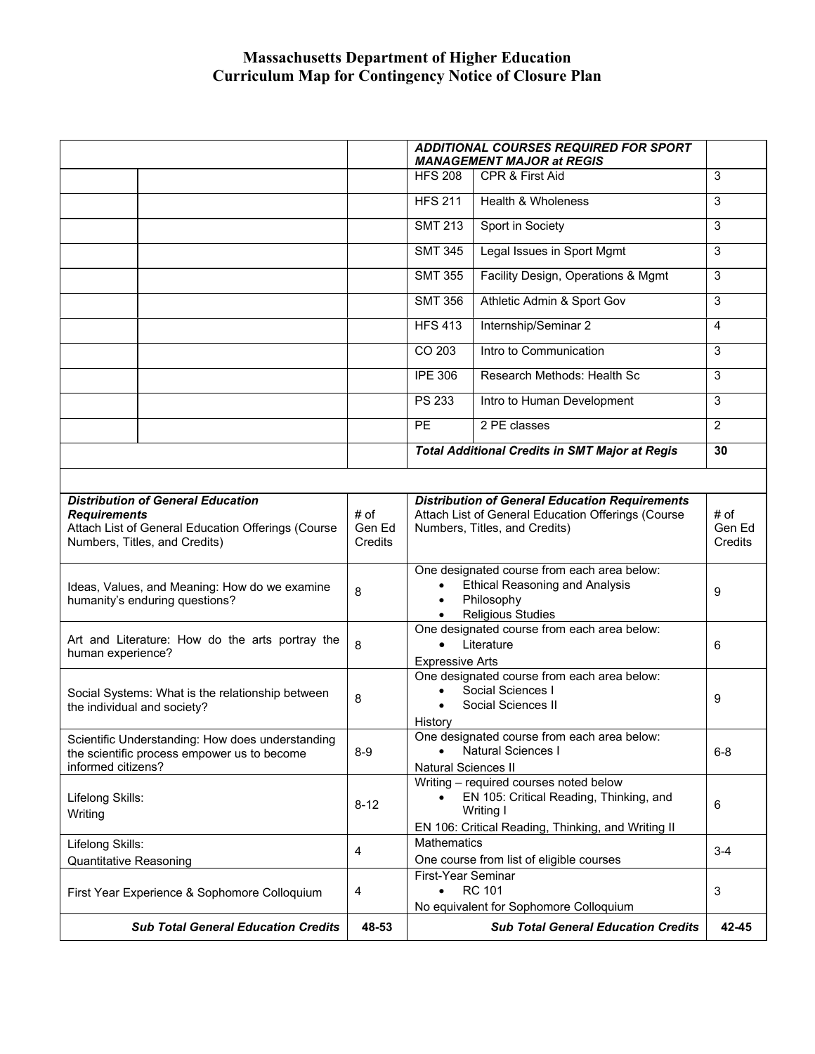# Massachusetts Department of Higher Education
# Curriculum Map for Contingency Notice of Closure Plan

| | | | ***ADDITIONAL COURSES REQUIRED FOR SPORT MANAGEMENT MAJOR at REGIS*** | | |
|---|---|---|---|---|---|
| | | | HFS 208 | CPR & First Aid | 3 |
| | | | HFS 211 | Health & Wholeness | 3 |
| | | | SMT 213 | Sport in Society | 3 |
| | | | SMT 345 | Legal Issues in Sport Mgmt | 3 |
| | | | SMT 355 | Facility Design, Operations & Mgmt | 3 |
| | | | SMT 356 | Athletic Admin & Sport Gov | 3 |
| | | | HFS 413 | Internship/Seminar 2 | 4 |
| | | | CO 203 | Intro to Communication | 3 |
| | | | IPE 306 | Research Methods: Health Sc | 3 |
| | | | PS 233 | Intro to Human Development | 3 |
| | | | PE | 2 PE classes | 2 |
| | | | ***Total Additional Credits in SMT Major at Regis*** | | **30** |

| ***Distribution of General Education Requirements*** Attach List of General Education Offerings (Course Numbers, Titles, and Credits) | # of Gen Ed Credits | ***Distribution of General Education Requirements*** Attach List of General Education Offerings (Course Numbers, Titles, and Credits) | # of Gen Ed Credits |
|---|---|---|---|
| Ideas, Values, and Meaning: How do we examine humanity's enduring questions? | 8 | One designated course from each area below: • Ethical Reasoning and Analysis • Philosophy • Religious Studies | 9 |
| Art and Literature: How do the arts portray the human experience? | 8 | One designated course from each area below: • Literature Expressive Arts | 6 |
| Social Systems: What is the relationship between the individual and society? | 8 | One designated course from each area below: • Social Sciences I • Social Sciences II History | 9 |
| Scientific Understanding: How does understanding the scientific process empower us to become informed citizens? | 8-9 | One designated course from each area below: • Natural Sciences I Natural Sciences II | 6-8 |
| Lifelong Skills: Writing | 8-12 | Writing – required courses noted below • EN 105: Critical Reading, Thinking, and Writing I EN 106: Critical Reading, Thinking, and Writing II | 6 |
| Lifelong Skills: Quantitative Reasoning | 4 | Mathematics One course from list of eligible courses | 3-4 |
| First Year Experience & Sophomore Colloquium | 4 | First-Year Seminar • RC 101 No equivalent for Sophomore Colloquium | 3 |
| ***Sub Total General Education Credits*** | **48-53** | ***Sub Total General Education Credits*** | **42-45** |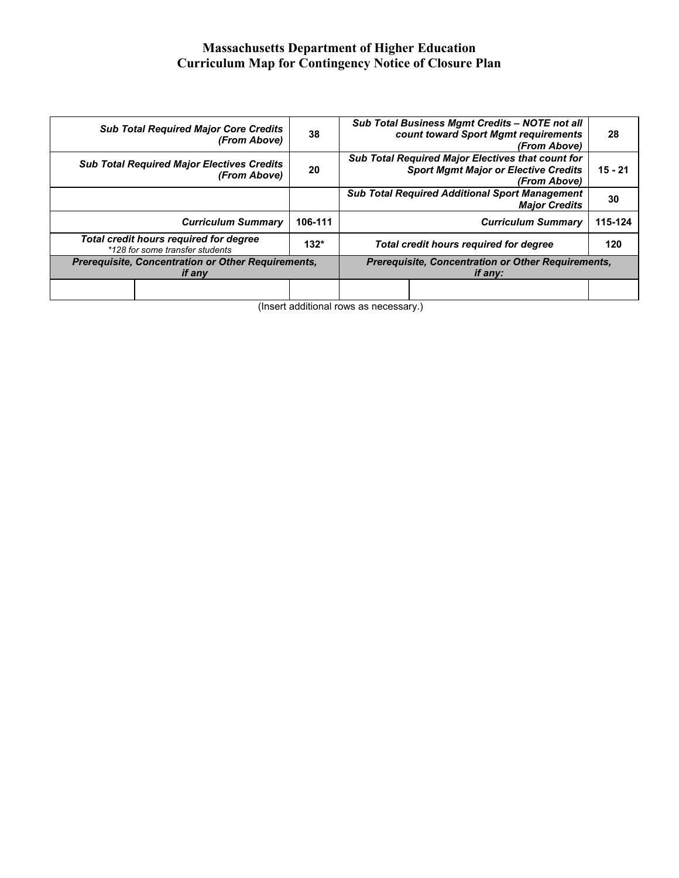# Massachusetts Department of Higher Education
## Curriculum Map for Contingency Notice of Closure Plan

| | | | | | |
|---|---|---|---|---|---|
| ***Sub Total Required Major Core Credits (From Above)*** | | **38** | ***Sub Total Business Mgmt Credits – NOTE not all count toward Sport Mgmt requirements (From Above)*** | | **28** |
| ***Sub Total Required Major Electives Credits (From Above)*** | | **20** | ***Sub Total Required Major Electives that count for Sport Mgmt Major or Elective Credits (From Above)*** | | **15 - 21** |
| | | | ***Sub Total Required Additional Sport Management Major Credits*** | | **30** |
| ***Curriculum Summary*** | | **106-111** | ***Curriculum Summary*** | | **115-124** |
| ***Total credit hours required for degree*** *\*128 for some transfer students* | | **132\*** | ***Total credit hours required for degree*** | | **120** |
| ***Prerequisite, Concentration or Other Requirements, if any*** | | | ***Prerequisite, Concentration or Other Requirements, if any:*** | | |
| | | | | | |

(Insert additional rows as necessary.)